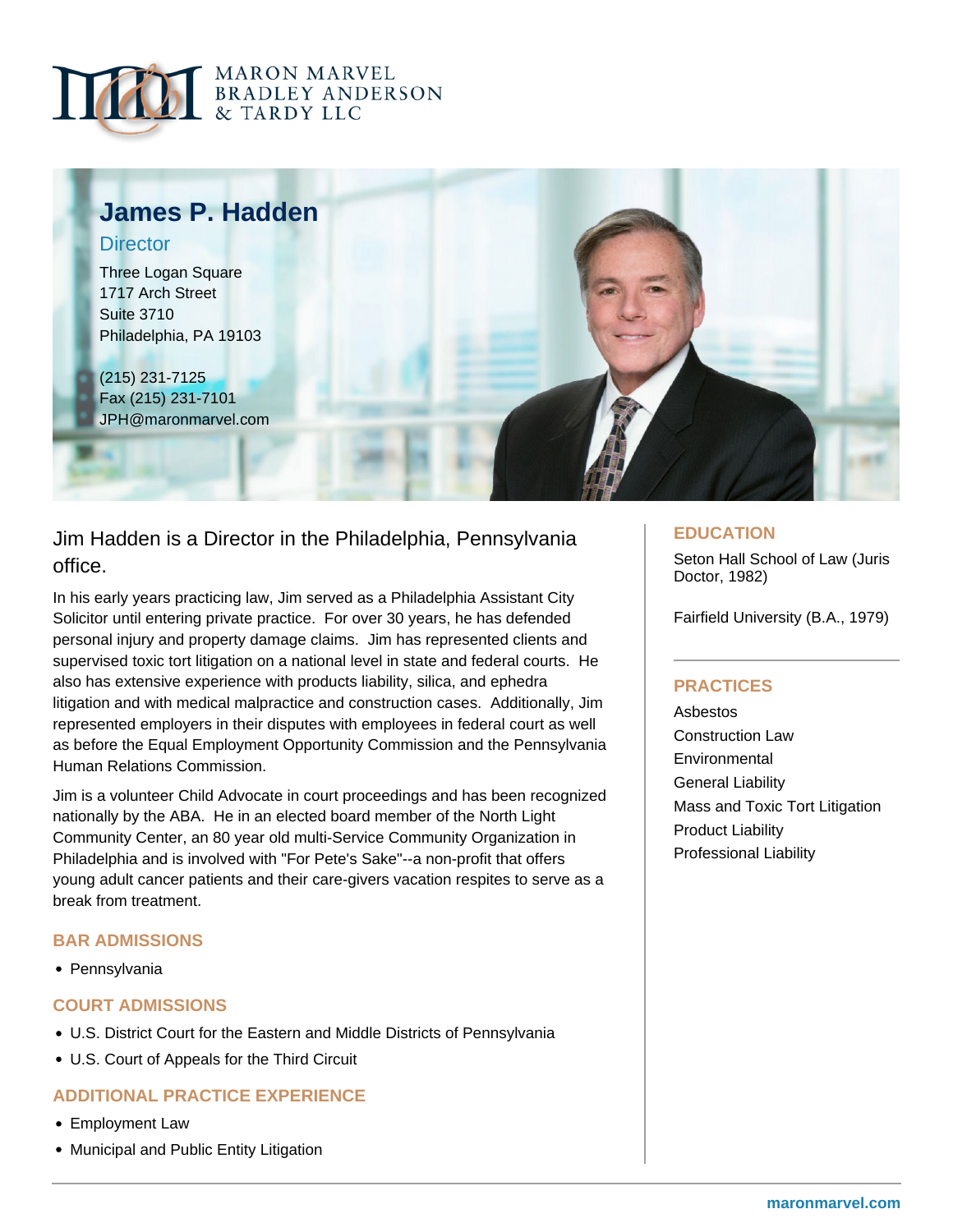MARON MARVEL BRADLEY ANDERSON & TARDY LLC

# James P. Hadden

## Director

Three Logan Square
1717 Arch Street
Suite 3710
Philadelphia, PA 19103

(215) 231-7125
Fax (215) 231-7101
JPH@maronmarvel.com

Jim Hadden is a Director in the Philadelphia, Pennsylvania office.

In his early years practicing law, Jim served as a Philadelphia Assistant City Solicitor until entering private practice. For over 30 years, he has defended personal injury and property damage claims. Jim has represented clients and supervised toxic tort litigation on a national level in state and federal courts. He also has extensive experience with products liability, silica, and ephedra litigation and with medical malpractice and construction cases. Additionally, Jim represented employers in their disputes with employees in federal court as well as before the Equal Employment Opportunity Commission and the Pennsylvania Human Relations Commission.

Jim is a volunteer Child Advocate in court proceedings and has been recognized nationally by the ABA. He in an elected board member of the North Light Community Center, an 80 year old multi-Service Community Organization in Philadelphia and is involved with "For Pete's Sake"--a non-profit that offers young adult cancer patients and their care-givers vacation respites to serve as a break from treatment.

### BAR ADMISSIONS

- Pennsylvania

### COURT ADMISSIONS

- U.S. District Court for the Eastern and Middle Districts of Pennsylvania
- U.S. Court of Appeals for the Third Circuit

### ADDITIONAL PRACTICE EXPERIENCE

- Employment Law
- Municipal and Public Entity Litigation

### EDUCATION

Seton Hall School of Law (Juris Doctor, 1982)

Fairfield University (B.A., 1979)

### PRACTICES

Asbestos
Construction Law
Environmental
General Liability
Mass and Toxic Tort Litigation
Product Liability
Professional Liability

maronmarvel.com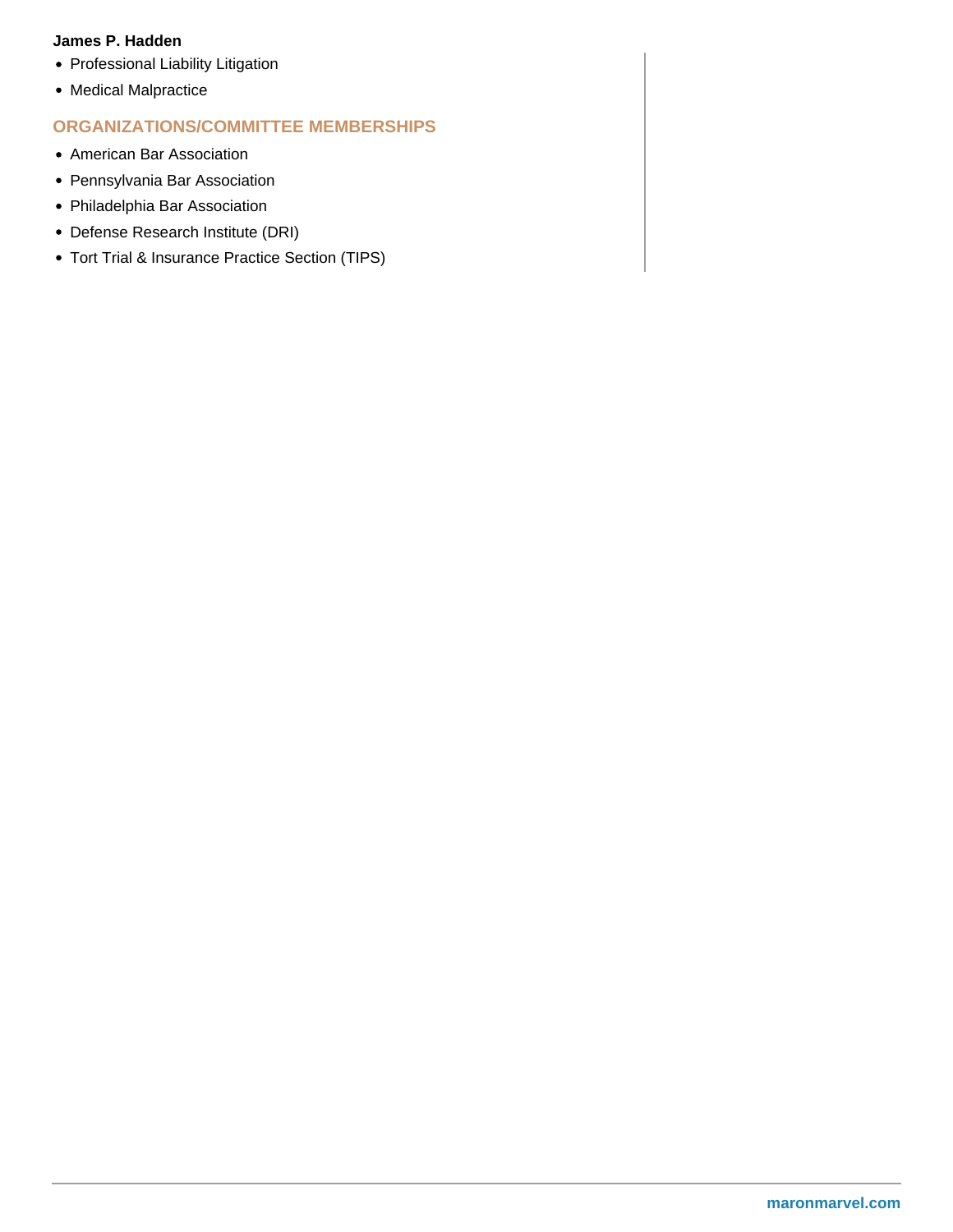**James P. Hadden**

- Professional Liability Litigation
- Medical Malpractice

## ORGANIZATIONS/COMMITTEE MEMBERSHIPS

- American Bar Association
- Pennsylvania Bar Association
- Philadelphia Bar Association
- Defense Research Institute (DRI)
- Tort Trial & Insurance Practice Section (TIPS)